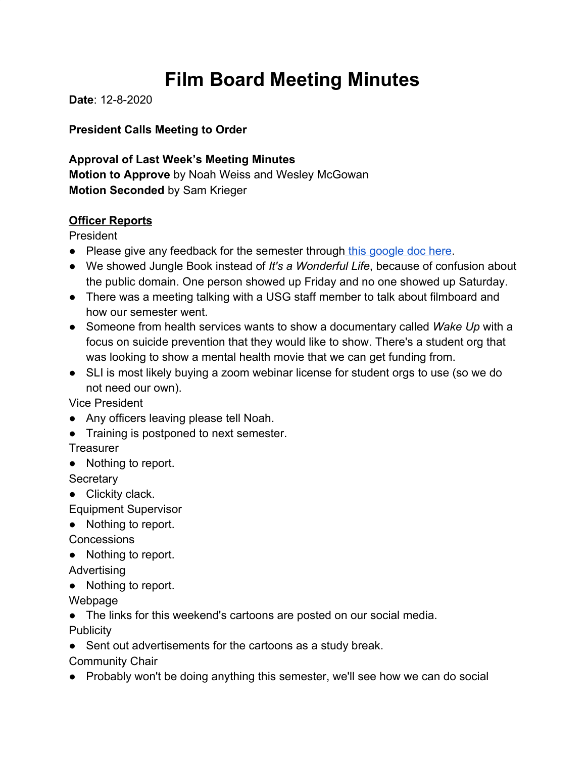# Film Board Meeting Minutes

**Date**: 12-8-2020

**President Calls Meeting to Order**

**Approval of Last Week's Meeting Minutes**
**Motion to Approve** by Noah Weiss and Wesley McGowan
**Motion Seconded** by Sam Krieger

**<u>Officer Reports</u>**

President

- Please give any feedback for the semester through [this google doc here](#).
- We showed Jungle Book instead of *It's a Wonderful Life*, because of confusion about the public domain. One person showed up Friday and no one showed up Saturday.
- There was a meeting talking with a USG staff member to talk about filmboard and how our semester went.
- Someone from health services wants to show a documentary called *Wake Up* with a focus on suicide prevention that they would like to show. There's a student org that was looking to show a mental health movie that we can get funding from.
- SLI is most likely buying a zoom webinar license for student orgs to use (so we do not need our own).

Vice President

- Any officers leaving please tell Noah.
- Training is postponed to next semester.

Treasurer

- Nothing to report.

Secretary

- Clickity clack.

Equipment Supervisor

- Nothing to report.

Concessions

- Nothing to report.

Advertising

- Nothing to report.

Webpage

- The links for this weekend's cartoons are posted on our social media.

Publicity

- Sent out advertisements for the cartoons as a study break.

Community Chair

- Probably won't be doing anything this semester, we'll see how we can do social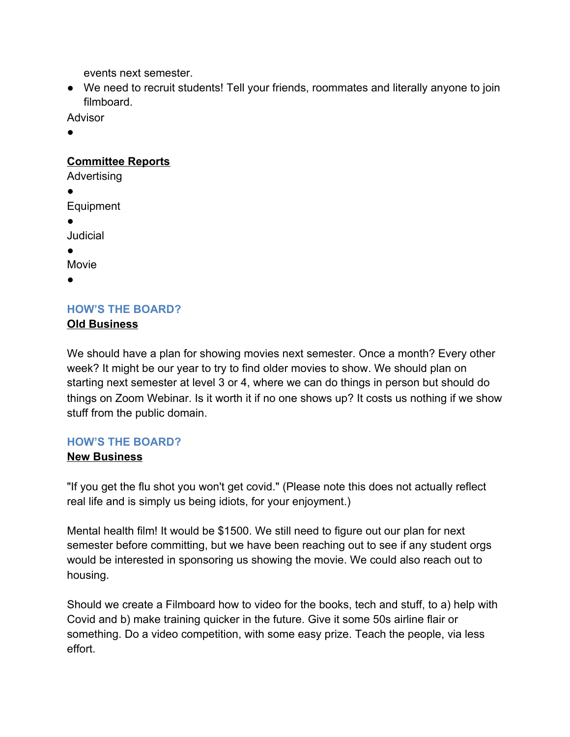events next semester.

- We need to recruit students! Tell your friends, roommates and literally anyone to join filmboard.

Advisor

- 

**Committee Reports**

Advising

Advertising

- 

Equipment

- 

Judicial

- 

Movie

- 

## HOW'S THE BOARD?

**Old Business**

We should have a plan for showing movies next semester. Once a month? Every other week? It might be our year to try to find older movies to show. We should plan on starting next semester at level 3 or 4, where we can do things in person but should do things on Zoom Webinar. Is it worth it if no one shows up? It costs us nothing if we show stuff from the public domain.

## HOW'S THE BOARD?

**New Business**

"If you get the flu shot you won't get covid." (Please note this does not actually reflect real life and is simply us being idiots, for your enjoyment.)

Mental health film! It would be $1500. We still need to figure out our plan for next semester before committing, but we have been reaching out to see if any student orgs would be interested in sponsoring us showing the movie. We could also reach out to housing.

Should we create a Filmboard how to video for the books, tech and stuff, to a) help with Covid and b) make training quicker in the future. Give it some 50s airline flair or something. Do a video competition, with some easy prize. Teach the people, via less effort.

events next semester.

- We need to recruit students! Tell your friends, roommates and literally anyone to join filmboard.

Advisor

- 

**Committee Reports**

Advertising

- 

Equipment

- 

Judicial

- 

Movie

- 

## HOW'S THE BOARD?

**Old Business**

We should have a plan for showing movies next semester. Once a month? Every other week? It might be our year to try to find older movies to show. We should plan on starting next semester at level 3 or 4, where we can do things in person but should do things on Zoom Webinar. Is it worth it if no one shows up? It costs us nothing if we show stuff from the public domain.

## HOW'S THE BOARD?

**New Business**

"If you get the flu shot you won't get covid." (Please note this does not actually reflect real life and is simply us being idiots, for your enjoyment.)

Mental health film! It would be $1500. We still need to figure out our plan for next semester before committing, but we have been reaching out to see if any student orgs would be interested in sponsoring us showing the movie. We could also reach out to housing.

Should we create a Filmboard how to video for the books, tech and stuff, to a) help with Covid and b) make training quicker in the future. Give it some 50s airline flair or something. Do a video competition, with some easy prize. Teach the people, via less effort.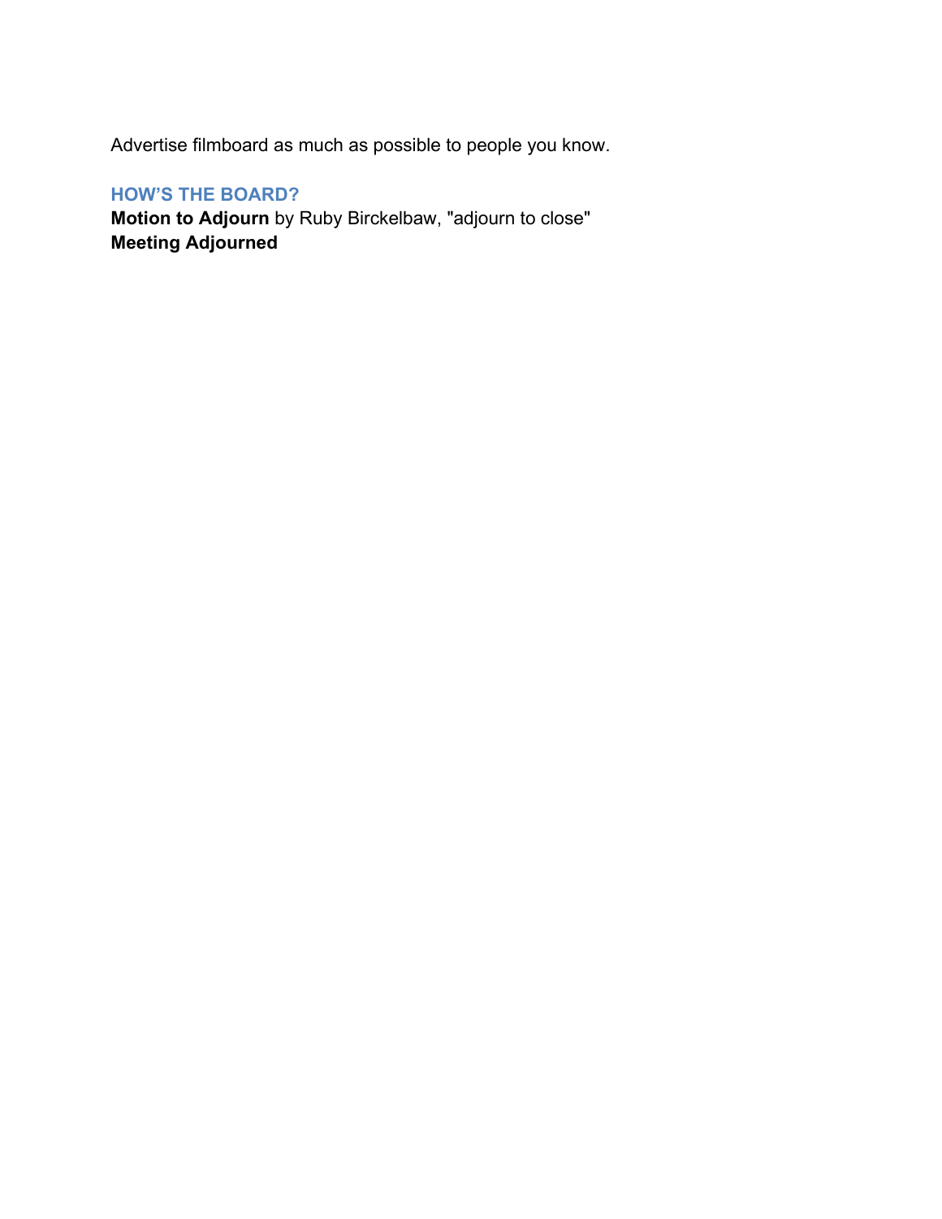Advertise filmboard as much as possible to people you know.

### HOW'S THE BOARD?

**Motion to Adjourn** by Ruby Birckelbaw, "adjourn to close"
**Meeting Adjourned**